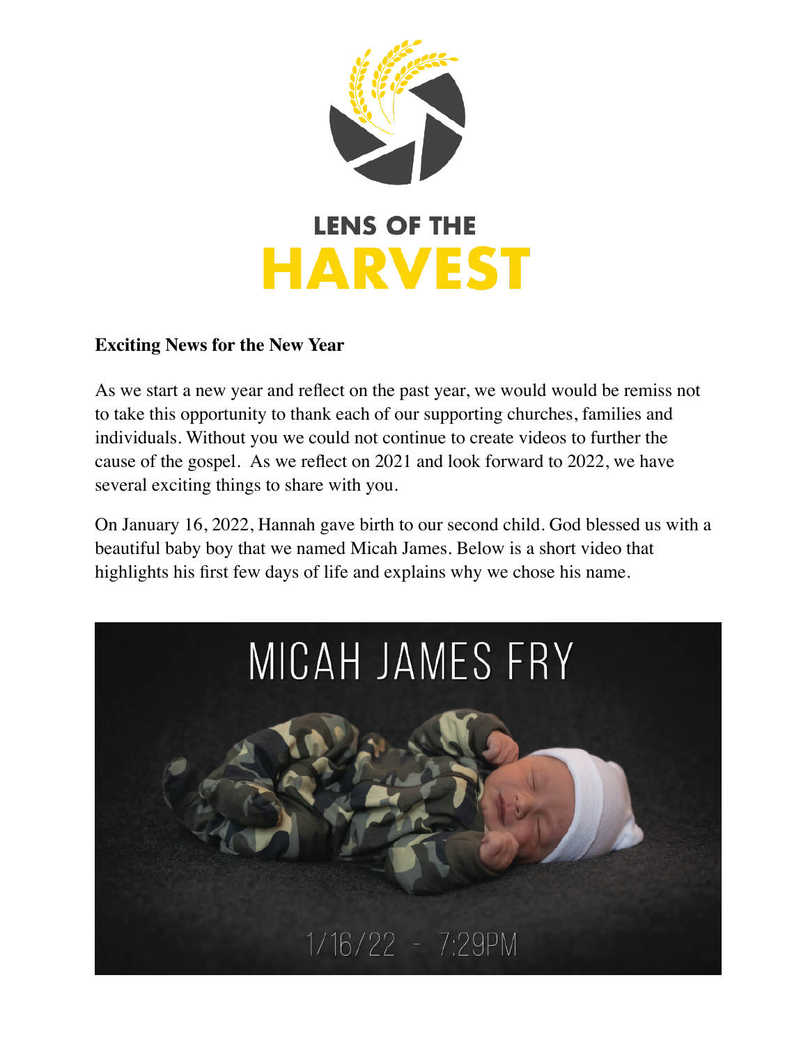LENS OF THE

# HARVEST

**Exciting News for the New Year**

As we start a new year and reflect on the past year, we would would be remiss not to take this opportunity to thank each of our supporting churches, families and individuals. Without you we could not continue to create videos to further the cause of the gospel. As we reflect on 2021 and look forward to 2022, we have several exciting things to share with you.

On January 16, 2022, Hannah gave birth to our second child. God blessed us with a beautiful baby boy that we named Micah James. Below is a short video that highlights his first few days of life and explains why we chose his name.

MICAH JAMES FRY

1/16/22 - 7:29PM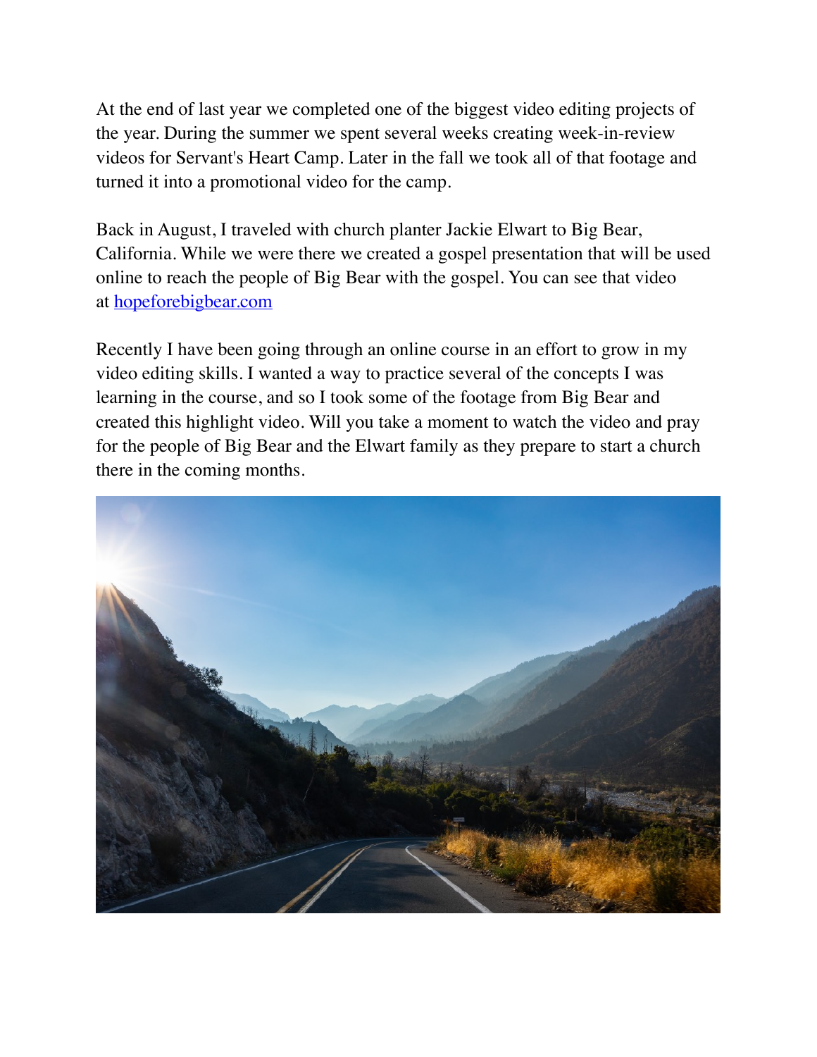At the end of last year we completed one of the biggest video editing projects of the year. During the summer we spent several weeks creating week-in-review videos for Servant's Heart Camp. Later in the fall we took all of that footage and turned it into a promotional video for the camp.

Back in August, I traveled with church planter Jackie Elwart to Big Bear, California. While we were there we created a gospel presentation that will be used online to reach the people of Big Bear with the gospel. You can see that video at [hopeforebigbear.com](hopeforebigbear.com)

Recently I have been going through an online course in an effort to grow in my video editing skills. I wanted a way to practice several of the concepts I was learning in the course, and so I took some of the footage from Big Bear and created this highlight video. Will you take a moment to watch the video and pray for the people of Big Bear and the Elwart family as they prepare to start a church there in the coming months.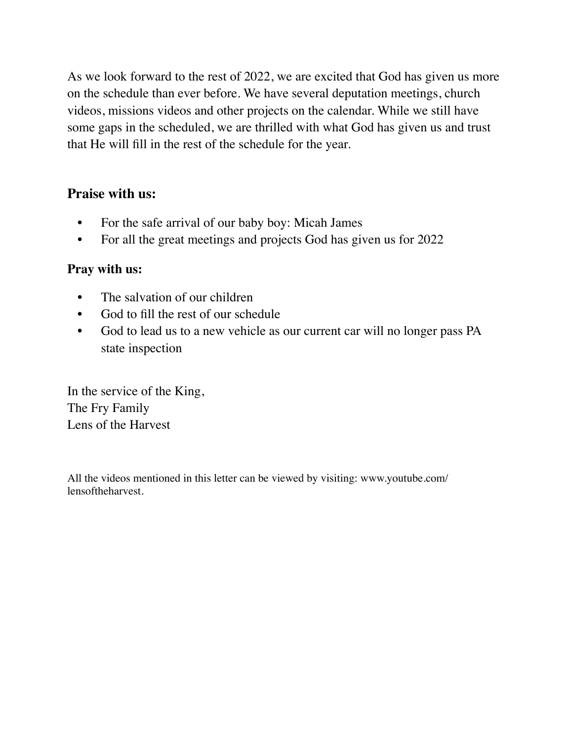As we look forward to the rest of 2022, we are excited that God has given us more on the schedule than ever before. We have several deputation meetings, church videos, missions videos and other projects on the calendar. While we still have some gaps in the scheduled, we are thrilled with what God has given us and trust that He will fill in the rest of the schedule for the year.

**Praise with us:**

- For the safe arrival of our baby boy: Micah James
- For all the great meetings and projects God has given us for 2022

**Pray with us:**

- The salvation of our children
- God to fill the rest of our schedule
- God to lead us to a new vehicle as our current car will no longer pass PA state inspection

In the service of the King,
The Fry Family
Lens of the Harvest

All the videos mentioned in this letter can be viewed by visiting: www.youtube.com/lensoftheharvest.